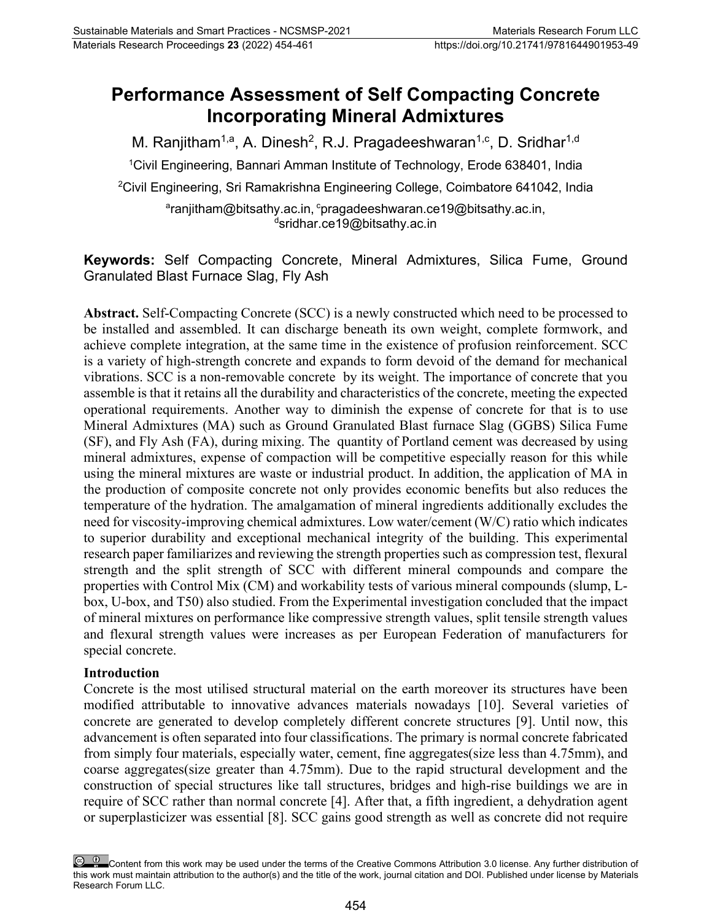# Performance Assessment of Self Compacting Concrete Incorporating Mineral Admixtures

M. Ranjitham[1,a], A. Dinesh[2], R.J. Pragadeeshwaran[1,c], D. Sridhar[1,d]

[1]Civil Engineering, Bannari Amman Institute of Technology, Erode 638401, India

[2]Civil Engineering, Sri Ramakrishna Engineering College, Coimbatore 641042, India

[a]ranjitham@bitsathy.ac.in, [c]pragadeeshwaran.ce19@bitsathy.ac.in, [d]sridhar.ce19@bitsathy.ac.in

**Keywords:** Self Compacting Concrete, Mineral Admixtures, Silica Fume, Ground Granulated Blast Furnace Slag, Fly Ash

**Abstract.** Self-Compacting Concrete (SCC) is a newly constructed which need to be processed to be installed and assembled. It can discharge beneath its own weight, complete formwork, and achieve complete integration, at the same time in the existence of profusion reinforcement. SCC is a variety of high-strength concrete and expands to form devoid of the demand for mechanical vibrations. SCC is a non-removable concrete by its weight. The importance of concrete that you assemble is that it retains all the durability and characteristics of the concrete, meeting the expected operational requirements. Another way to diminish the expense of concrete for that is to use Mineral Admixtures (MA) such as Ground Granulated Blast furnace Slag (GGBS) Silica Fume (SF), and Fly Ash (FA), during mixing. The quantity of Portland cement was decreased by using mineral admixtures, expense of compaction will be competitive especially reason for this while using the mineral mixtures are waste or industrial product. In addition, the application of MA in the production of composite concrete not only provides economic benefits but also reduces the temperature of the hydration. The amalgamation of mineral ingredients additionally excludes the need for viscosity-improving chemical admixtures. Low water/cement (W/C) ratio which indicates to superior durability and exceptional mechanical integrity of the building. This experimental research paper familiarizes and reviewing the strength properties such as compression test, flexural strength and the split strength of SCC with different mineral compounds and compare the properties with Control Mix (CM) and workability tests of various mineral compounds (slump, L-box, U-box, and T50) also studied. From the Experimental investigation concluded that the impact of mineral mixtures on performance like compressive strength values, split tensile strength values and flexural strength values were increases as per European Federation of manufacturers for special concrete.

## Introduction

Concrete is the most utilised structural material on the earth moreover its structures have been modified attributable to innovative advances materials nowadays [10]. Several varieties of concrete are generated to develop completely different concrete structures [9]. Until now, this advancement is often separated into four classifications. The primary is normal concrete fabricated from simply four materials, especially water, cement, fine aggregates(size less than 4.75mm), and coarse aggregates(size greater than 4.75mm). Due to the rapid structural development and the construction of special structures like tall structures, bridges and high-rise buildings we are in require of SCC rather than normal concrete [4]. After that, a fifth ingredient, a dehydration agent or superplasticizer was essential [8]. SCC gains good strength as well as concrete did not require

Content from this work may be used under the terms of the Creative Commons Attribution 3.0 license. Any further distribution of this work must maintain attribution to the author(s) and the title of the work, journal citation and DOI. Published under license by Materials Research Forum LLC.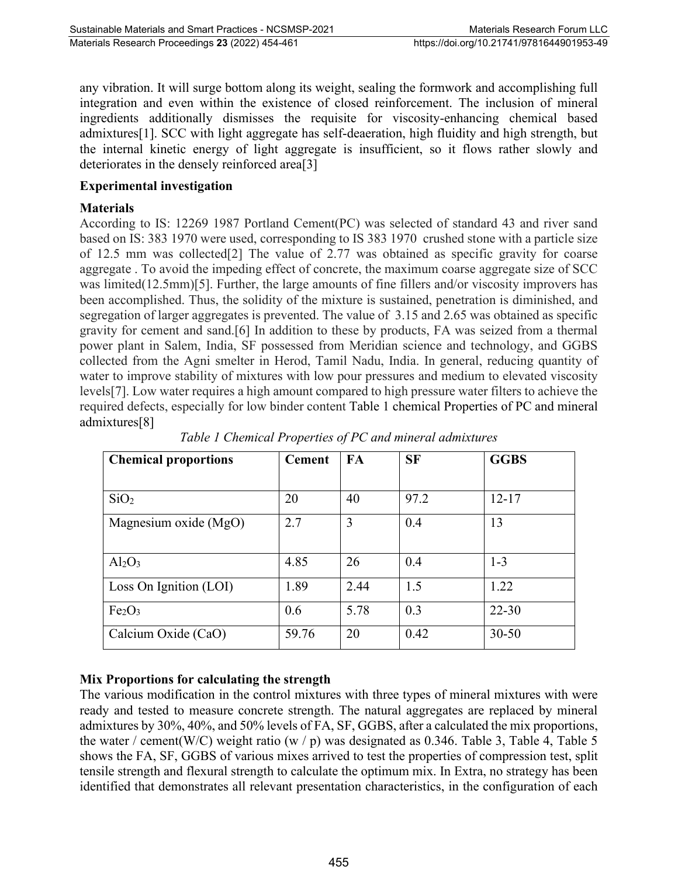any vibration. It will surge bottom along its weight, sealing the formwork and accomplishing full integration and even within the existence of closed reinforcement. The inclusion of mineral ingredients additionally dismisses the requisite for viscosity-enhancing chemical based admixtures[1]. SCC with light aggregate has self-deaeration, high fluidity and high strength, but the internal kinetic energy of light aggregate is insufficient, so it flows rather slowly and deteriorates in the densely reinforced area[3]

**Experimental investigation**

**Materials**

According to IS: 12269 1987 Portland Cement(PC) was selected of standard 43 and river sand based on IS: 383 1970 were used, corresponding to IS 383 1970 crushed stone with a particle size of 12.5 mm was collected[2] The value of 2.77 was obtained as specific gravity for coarse aggregate . To avoid the impeding effect of concrete, the maximum coarse aggregate size of SCC was limited(12.5mm)[5]. Further, the large amounts of fine fillers and/or viscosity improvers has been accomplished. Thus, the solidity of the mixture is sustained, penetration is diminished, and segregation of larger aggregates is prevented. The value of 3.15 and 2.65 was obtained as specific gravity for cement and sand.[6] In addition to these by products, FA was seized from a thermal power plant in Salem, India, SF possessed from Meridian science and technology, and GGBS collected from the Agni smelter in Herod, Tamil Nadu, India. In general, reducing quantity of water to improve stability of mixtures with low pour pressures and medium to elevated viscosity levels[7]. Low water requires a high amount compared to high pressure water filters to achieve the required defects, especially for low binder content Table 1 chemical Properties of PC and mineral admixtures[8]

*Table 1 Chemical Properties of PC and mineral admixtures*

| **Chemical proportions** | **Cement** | **FA** | **SF** | **GGBS** |
|---|---|---|---|---|
| $SiO_2$ | 20 | 40 | 97.2 | 12-17 |
| Magnesium oxide (MgO) | 2.7 | 3 | 0.4 | 13 |
| $Al_2O_3$ | 4.85 | 26 | 0.4 | 1-3 |
| Loss On Ignition (LOI) | 1.89 | 2.44 | 1.5 | 1.22 |
| $Fe_2O_3$ | 0.6 | 5.78 | 0.3 | 22-30 |
| Calcium Oxide (CaO) | 59.76 | 20 | 0.42 | 30-50 |

**Mix Proportions for calculating the strength**

The various modification in the control mixtures with three types of mineral mixtures with were ready and tested to measure concrete strength. The natural aggregates are replaced by mineral admixtures by 30%, 40%, and 50% levels of FA, SF, GGBS, after a calculated the mix proportions, the water / cement(W/C) weight ratio (w / p) was designated as 0.346. Table 3, Table 4, Table 5 shows the FA, SF, GGBS of various mixes arrived to test the properties of compression test, split tensile strength and flexural strength to calculate the optimum mix. In Extra, no strategy has been identified that demonstrates all relevant presentation characteristics, in the configuration of each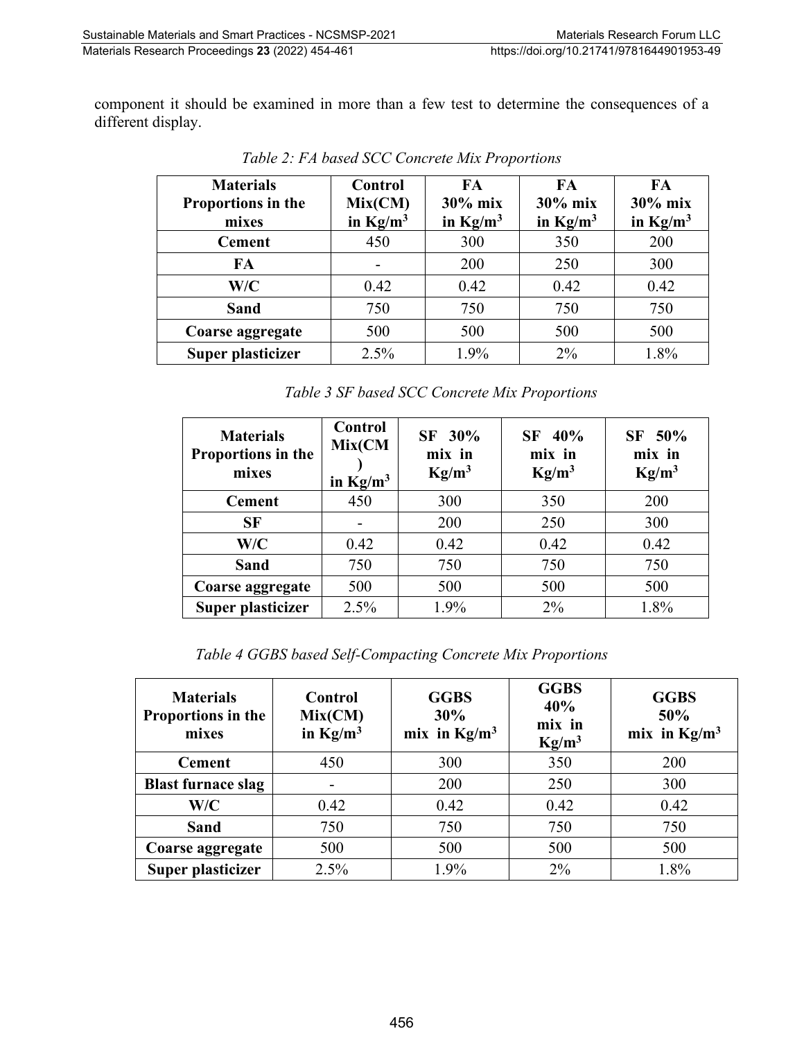component it should be examined in more than a few test to determine the consequences of a different display.

*Table 2: FA based SCC Concrete Mix Proportions*

| Materials Proportions in the mixes | Control Mix(CM) in $Kg/m^3$ | FA 30% mix in $Kg/m^3$ | FA 30% mix in $Kg/m^3$ | FA 30% mix in $Kg/m^3$ |
|---|---|---|---|---|
| **Cement** | 450 | 300 | 350 | 200 |
| **FA** | - | 200 | 250 | 300 |
| **W/C** | 0.42 | 0.42 | 0.42 | 0.42 |
| **Sand** | 750 | 750 | 750 | 750 |
| **Coarse aggregate** | 500 | 500 | 500 | 500 |
| **Super plasticizer** | 2.5% | 1.9% | 2% | 1.8% |

*Table 3 SF based SCC Concrete Mix Proportions*

| Materials Proportions in the mixes | Control Mix(CM) in $Kg/m^3$ | SF 30% mix in $Kg/m^3$ | SF 40% mix in $Kg/m^3$ | SF 50% mix in $Kg/m^3$ |
|---|---|---|---|---|
| **Cement** | 450 | 300 | 350 | 200 |
| **SF** | - | 200 | 250 | 300 |
| **W/C** | 0.42 | 0.42 | 0.42 | 0.42 |
| **Sand** | 750 | 750 | 750 | 750 |
| **Coarse aggregate** | 500 | 500 | 500 | 500 |
| **Super plasticizer** | 2.5% | 1.9% | 2% | 1.8% |

*Table 4 GGBS based Self-Compacting Concrete Mix Proportions*

| Materials Proportions in the mixes | Control Mix(CM) in $Kg/m^3$ | GGBS 30% mix in $Kg/m^3$ | GGBS 40% mix in $Kg/m^3$ | GGBS 50% mix in $Kg/m^3$ |
|---|---|---|---|---|
| **Cement** | 450 | 300 | 350 | 200 |
| **Blast furnace slag** | - | 200 | 250 | 300 |
| **W/C** | 0.42 | 0.42 | 0.42 | 0.42 |
| **Sand** | 750 | 750 | 750 | 750 |
| **Coarse aggregate** | 500 | 500 | 500 | 500 |
| **Super plasticizer** | 2.5% | 1.9% | 2% | 1.8% |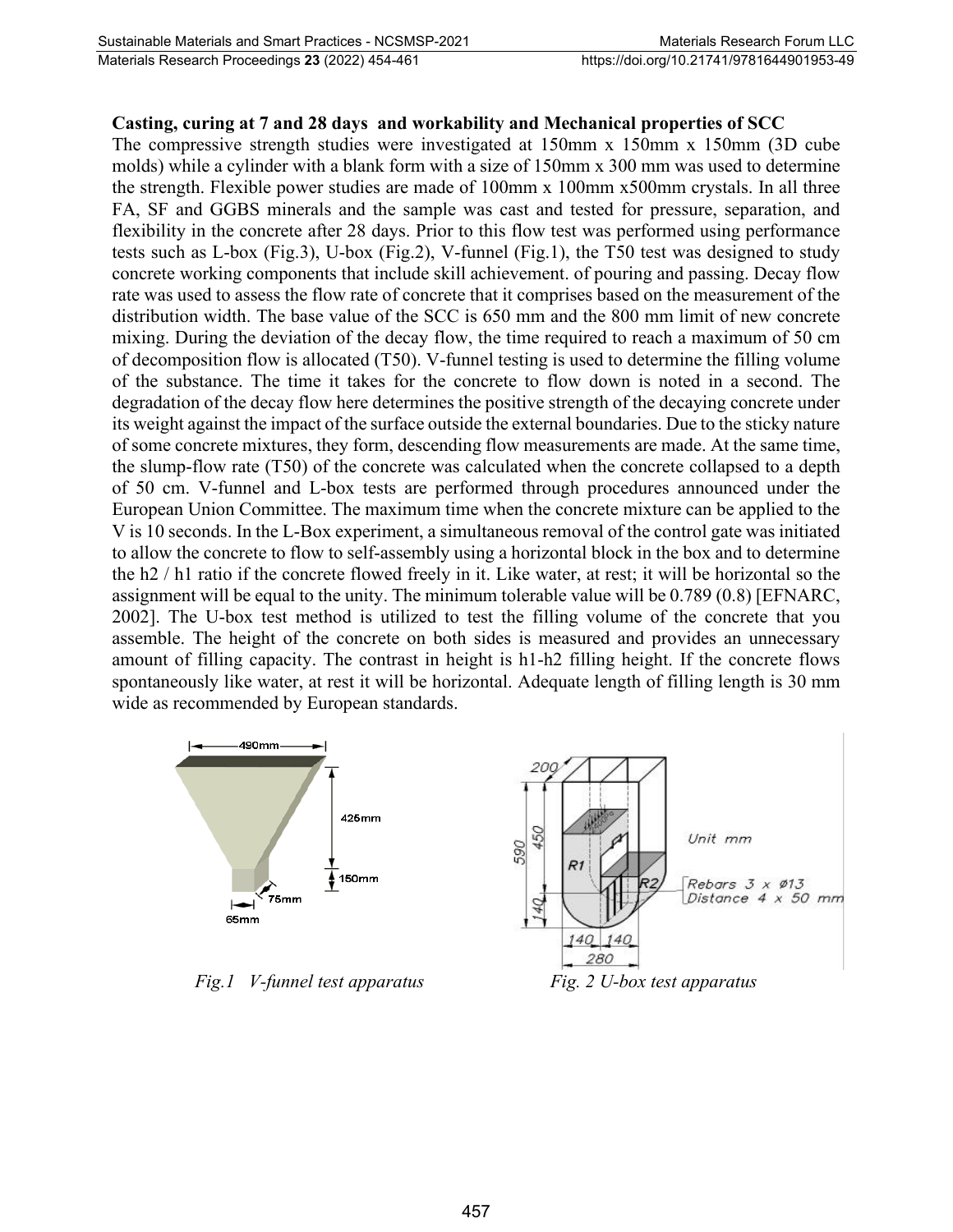**Casting, curing at 7 and 28 days and workability and Mechanical properties of SCC**

The compressive strength studies were investigated at 150mm x 150mm x 150mm (3D cube molds) while a cylinder with a blank form with a size of 150mm x 300 mm was used to determine the strength. Flexible power studies are made of 100mm x 100mm x500mm crystals. In all three FA, SF and GGBS minerals and the sample was cast and tested for pressure, separation, and flexibility in the concrete after 28 days. Prior to this flow test was performed using performance tests such as L-box (Fig.3), U-box (Fig.2), V-funnel (Fig.1), the T50 test was designed to study concrete working components that include skill achievement. of pouring and passing. Decay flow rate was used to assess the flow rate of concrete that it comprises based on the measurement of the distribution width. The base value of the SCC is 650 mm and the 800 mm limit of new concrete mixing. During the deviation of the decay flow, the time required to reach a maximum of 50 cm of decomposition flow is allocated (T50). V-funnel testing is used to determine the filling volume of the substance. The time it takes for the concrete to flow down is noted in a second. The degradation of the decay flow here determines the positive strength of the decaying concrete under its weight against the impact of the surface outside the external boundaries. Due to the sticky nature of some concrete mixtures, they form, descending flow measurements are made. At the same time, the slump-flow rate (T50) of the concrete was calculated when the concrete collapsed to a depth of 50 cm. V-funnel and L-box tests are performed through procedures announced under the European Union Committee. The maximum time when the concrete mixture can be applied to the V is 10 seconds. In the L-Box experiment, a simultaneous removal of the control gate was initiated to allow the concrete to flow to self-assembly using a horizontal block in the box and to determine the h2 / h1 ratio if the concrete flowed freely in it. Like water, at rest; it will be horizontal so the assignment will be equal to the unity. The minimum tolerable value will be 0.789 (0.8) [EFNARC, 2002]. The U-box test method is utilized to test the filling volume of the concrete that you assemble. The height of the concrete on both sides is measured and provides an unnecessary amount of filling capacity. The contrast in height is h1-h2 filling height. If the concrete flows spontaneously like water, at rest it will be horizontal. Adequate length of filling length is 30 mm wide as recommended by European standards.

*Fig.1 V-funnel test apparatus*

*Fig. 2 U-box test apparatus*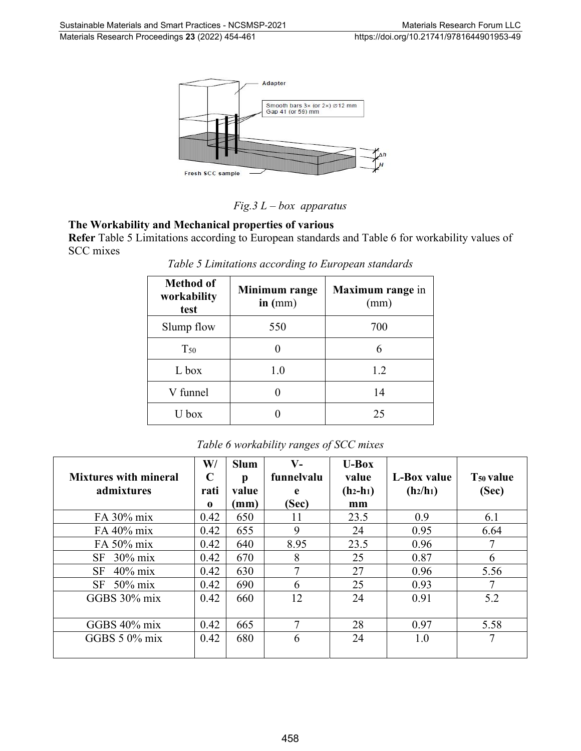*Fig.3 L – box apparatus*

**The Workability and Mechanical properties of various**

**Refer** Table 5 Limitations according to European standards and Table 6 for workability values of SCC mixes

*Table 5 Limitations according to European standards*

| **Method of workability test** | **Minimum range in** (mm) | **Maximum range** in (mm) |
|---|---|---|
| Slump flow | 550 | 700 |
| $T_{50}$ | 0 | 6 |
| L box | 1.0 | 1.2 |
| V funnel | 0 | 14 |
| U box | 0 | 25 |

*Table 6 workability ranges of SCC mixes*

| **Mixtures with mineral admixtures** | **W/C ratio** | **Slump value (mm)** | **V-funnelvalue (Sec)** | **U-Box value ($h_2$-$h_1$) mm** | **L-Box value ($h_2$/$h_1$)** | **$T_{50}$ value (Sec)** |
|---|---|---|---|---|---|---|
| FA 30% mix | 0.42 | 650 | 11 | 23.5 | 0.9 | 6.1 |
| FA 40% mix | 0.42 | 655 | 9 | 24 | 0.95 | 6.64 |
| FA 50% mix | 0.42 | 640 | 8.95 | 23.5 | 0.96 | 7 |
| SF 30% mix | 0.42 | 670 | 8 | 25 | 0.87 | 6 |
| SF 40% mix | 0.42 | 630 | 7 | 27 | 0.96 | 5.56 |
| SF 50% mix | 0.42 | 690 | 6 | 25 | 0.93 | 7 |
| GGBS 30% mix | 0.42 | 660 | 12 | 24 | 0.91 | 5.2 |
| GGBS 40% mix | 0.42 | 665 | 7 | 28 | 0.97 | 5.58 |
| GGBS 5 0% mix | 0.42 | 680 | 6 | 24 | 1.0 | 7 |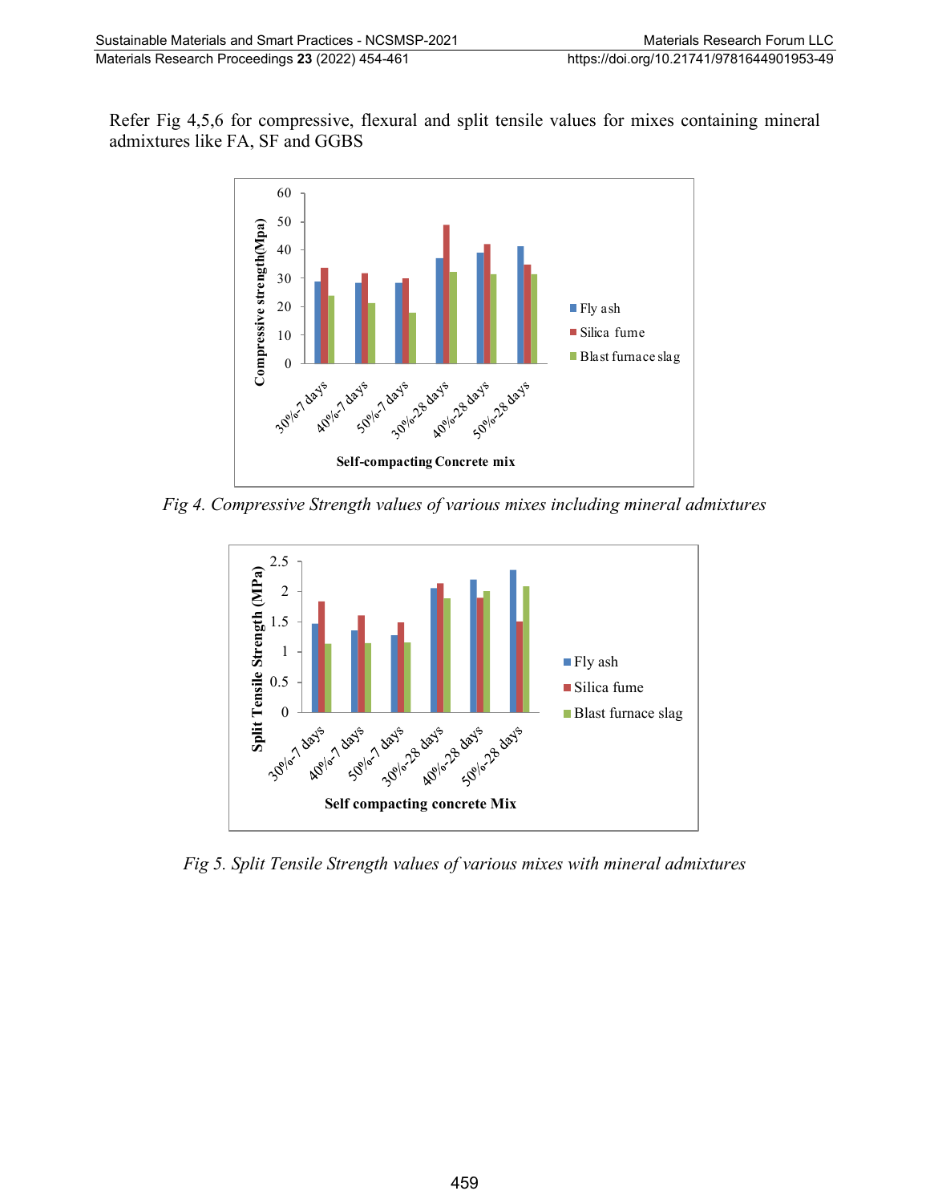Refer Fig 4,5,6 for compressive, flexural and split tensile values for mixes containing mineral admixtures like FA, SF and GGBS

*Fig 4. Compressive Strength values of various mixes including mineral admixtures*

*Fig 5. Split Tensile Strength values of various mixes with mineral admixtures*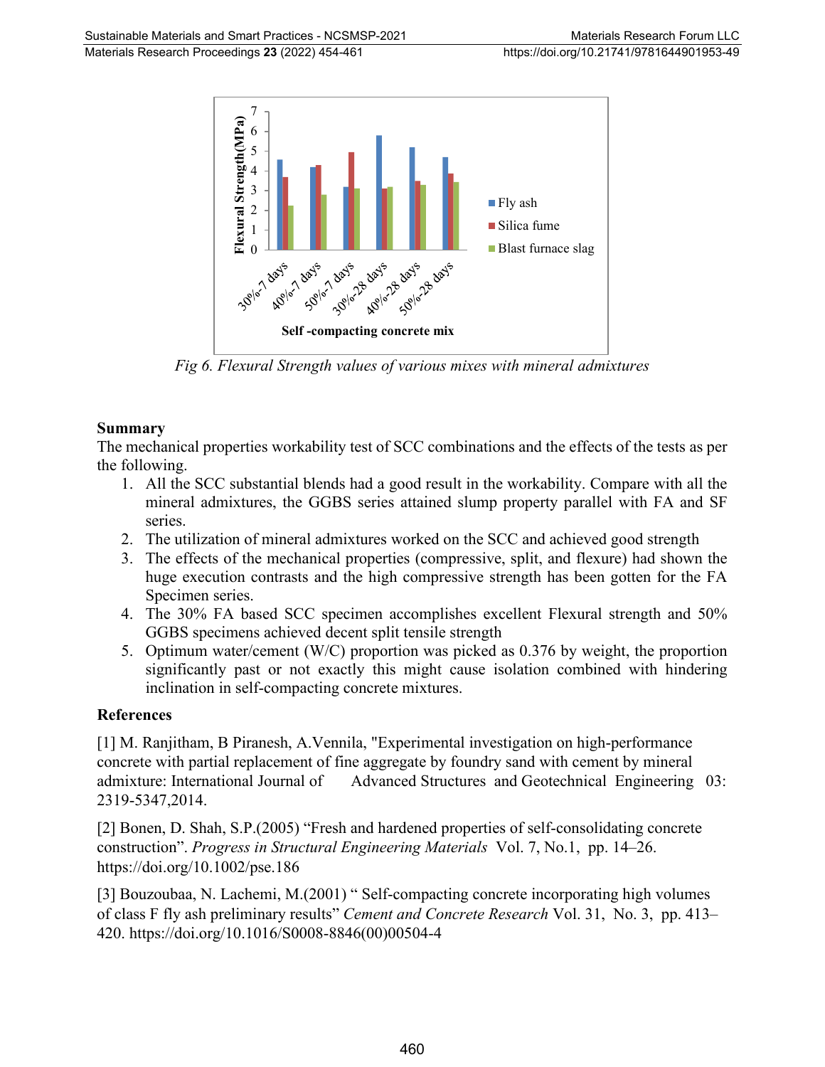*Fig 6. Flexural Strength values of various mixes with mineral admixtures*

**Summary**

The mechanical properties workability test of SCC combinations and the effects of the tests as per the following.

1. All the SCC substantial blends had a good result in the workability. Compare with all the mineral admixtures, the GGBS series attained slump property parallel with FA and SF series.
2. The utilization of mineral admixtures worked on the SCC and achieved good strength
3. The effects of the mechanical properties (compressive, split, and flexure) had shown the huge execution contrasts and the high compressive strength has been gotten for the FA Specimen series.
4. The 30% FA based SCC specimen accomplishes excellent Flexural strength and 50% GGBS specimens achieved decent split tensile strength
5. Optimum water/cement (W/C) proportion was picked as 0.376 by weight, the proportion significantly past or not exactly this might cause isolation combined with hindering inclination in self-compacting concrete mixtures.

**References**

[1] M. Ranjitham, B Piranesh, A.Vennila, "Experimental investigation on high-performance concrete with partial replacement of fine aggregate by foundry sand with cement by mineral admixture: International Journal of Advanced Structures and Geotechnical Engineering 03: 2319-5347,2014.

[2] Bonen, D. Shah, S.P.(2005) "Fresh and hardened properties of self-consolidating concrete construction". *Progress in Structural Engineering Materials* Vol. 7, No.1, pp. 14–26. https://doi.org/10.1002/pse.186

[3] Bouzoubaa, N. Lachemi, M.(2001) " Self-compacting concrete incorporating high volumes of class F fly ash preliminary results" *Cement and Concrete Research* Vol. 31, No. 3, pp. 413–420. https://doi.org/10.1016/S0008-8846(00)00504-4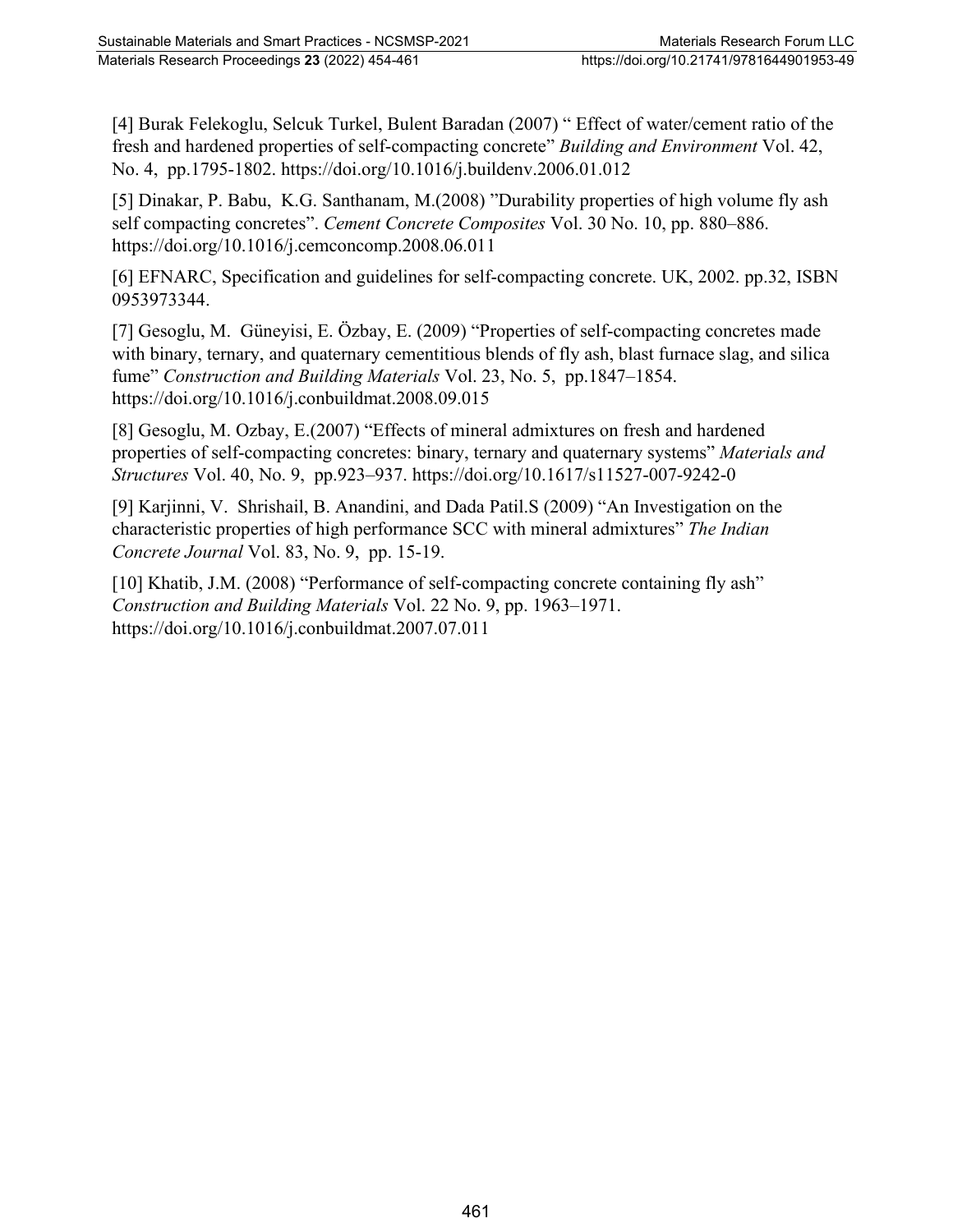[4] Burak Felekoglu, Selcuk Turkel, Bulent Baradan (2007) " Effect of water/cement ratio of the fresh and hardened properties of self-compacting concrete" *Building and Environment* Vol. 42, No. 4, pp.1795-1802. https://doi.org/10.1016/j.buildenv.2006.01.012

[5] Dinakar, P. Babu, K.G. Santhanam, M.(2008) "Durability properties of high volume fly ash self compacting concretes". *Cement Concrete Composites* Vol. 30 No. 10, pp. 880–886. https://doi.org/10.1016/j.cemconcomp.2008.06.011

[6] EFNARC, Specification and guidelines for self-compacting concrete. UK, 2002. pp.32, ISBN 0953973344.

[7] Gesoglu, M. Güneyisi, E. Özbay, E. (2009) "Properties of self-compacting concretes made with binary, ternary, and quaternary cementitious blends of fly ash, blast furnace slag, and silica fume" *Construction and Building Materials* Vol. 23, No. 5, pp.1847–1854. https://doi.org/10.1016/j.conbuildmat.2008.09.015

[8] Gesoglu, M. Ozbay, E.(2007) "Effects of mineral admixtures on fresh and hardened properties of self-compacting concretes: binary, ternary and quaternary systems" *Materials and Structures* Vol. 40, No. 9, pp.923–937. https://doi.org/10.1617/s11527-007-9242-0

[9] Karjinni, V. Shrishail, B. Anandini, and Dada Patil.S (2009) "An Investigation on the characteristic properties of high performance SCC with mineral admixtures" *The Indian Concrete Journal* Vol. 83, No. 9, pp. 15-19.

[10] Khatib, J.M. (2008) "Performance of self-compacting concrete containing fly ash" *Construction and Building Materials* Vol. 22 No. 9, pp. 1963–1971. https://doi.org/10.1016/j.conbuildmat.2007.07.011